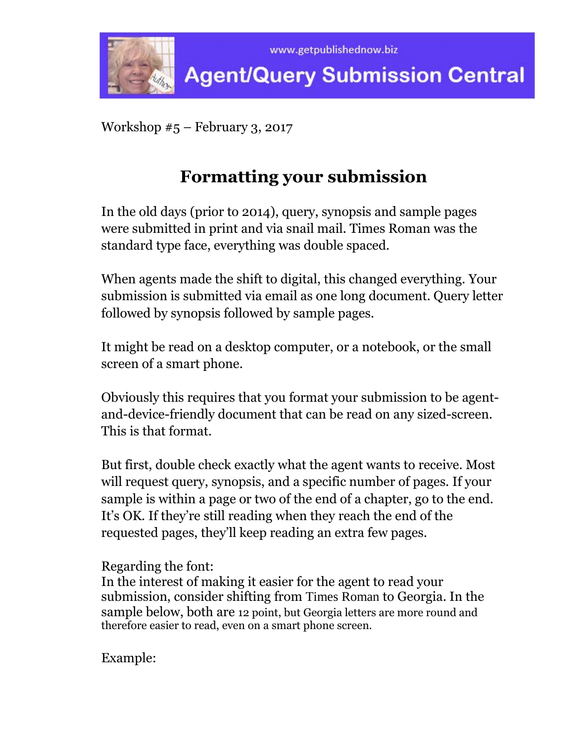www.getpublishednow.biz

# Agent/Query Submission Central

Workshop #5 – February 3, 2017

## Formatting your submission

In the old days (prior to 2014), query, synopsis and sample pages were submitted in print and via snail mail. Times Roman was the standard type face, everything was double spaced.

When agents made the shift to digital, this changed everything. Your submission is submitted via email as one long document. Query letter followed by synopsis followed by sample pages.

It might be read on a desktop computer, or a notebook, or the small screen of a smart phone.

Obviously this requires that you format your submission to be agent-and-device-friendly document that can be read on any sized-screen. This is that format.

But first, double check exactly what the agent wants to receive. Most will request query, synopsis, and a specific number of pages. If your sample is within a page or two of the end of a chapter, go to the end. It's OK. If they're still reading when they reach the end of the requested pages, they'll keep reading an extra few pages.

Regarding the font:
In the interest of making it easier for the agent to read your submission, consider shifting from Times Roman to Georgia. In the sample below, both are 12 point, but Georgia letters are more round and therefore easier to read, even on a smart phone screen.

Example: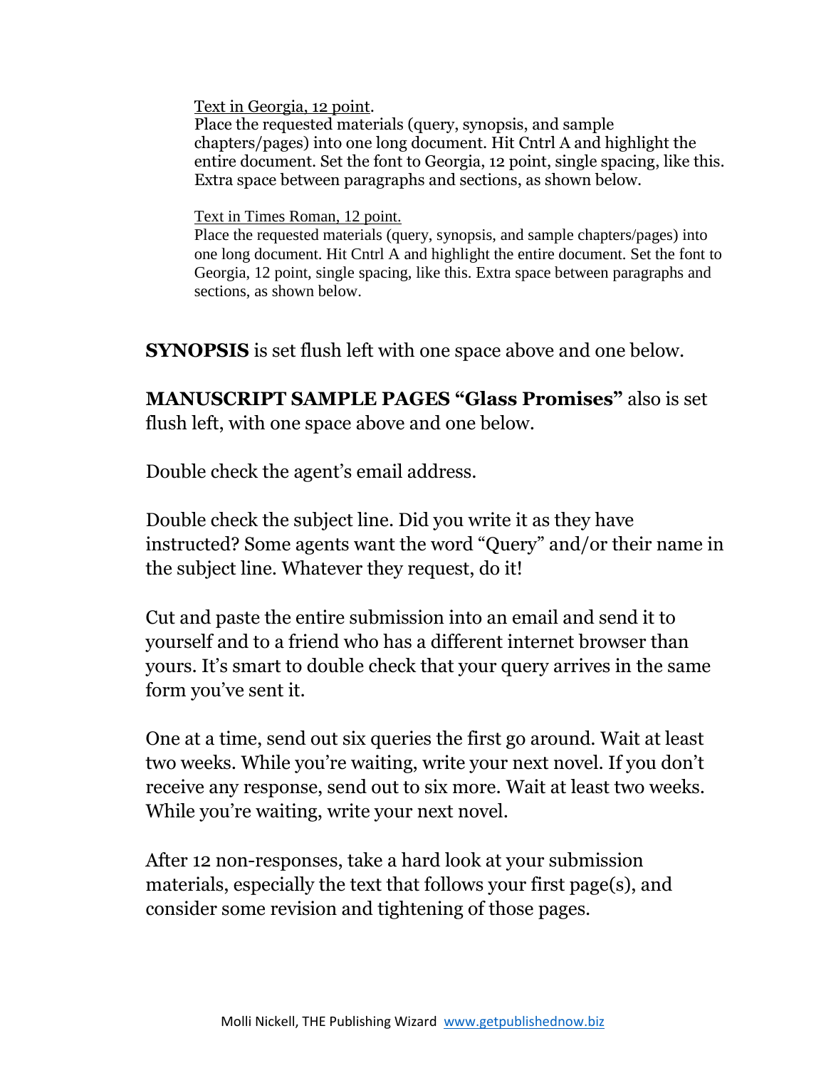Text in Georgia, 12 point.

Place the requested materials (query, synopsis, and sample chapters/pages) into one long document. Hit Cntrl A and highlight the entire document. Set the font to Georgia, 12 point, single spacing, like this. Extra space between paragraphs and sections, as shown below.

Text in Times Roman, 12 point.

Place the requested materials (query, synopsis, and sample chapters/pages) into one long document. Hit Cntrl A and highlight the entire document. Set the font to Georgia, 12 point, single spacing, like this. Extra space between paragraphs and sections, as shown below.

**SYNOPSIS** is set flush left with one space above and one below.

**MANUSCRIPT SAMPLE PAGES "Glass Promises"** also is set flush left, with one space above and one below.

Double check the agent's email address.

Double check the subject line. Did you write it as they have instructed? Some agents want the word "Query" and/or their name in the subject line. Whatever they request, do it!

Cut and paste the entire submission into an email and send it to yourself and to a friend who has a different internet browser than yours. It's smart to double check that your query arrives in the same form you've sent it.

One at a time, send out six queries the first go around. Wait at least two weeks. While you're waiting, write your next novel. If you don't receive any response, send out to six more. Wait at least two weeks. While you're waiting, write your next novel.

After 12 non-responses, take a hard look at your submission materials, especially the text that follows your first page(s), and consider some revision and tightening of those pages.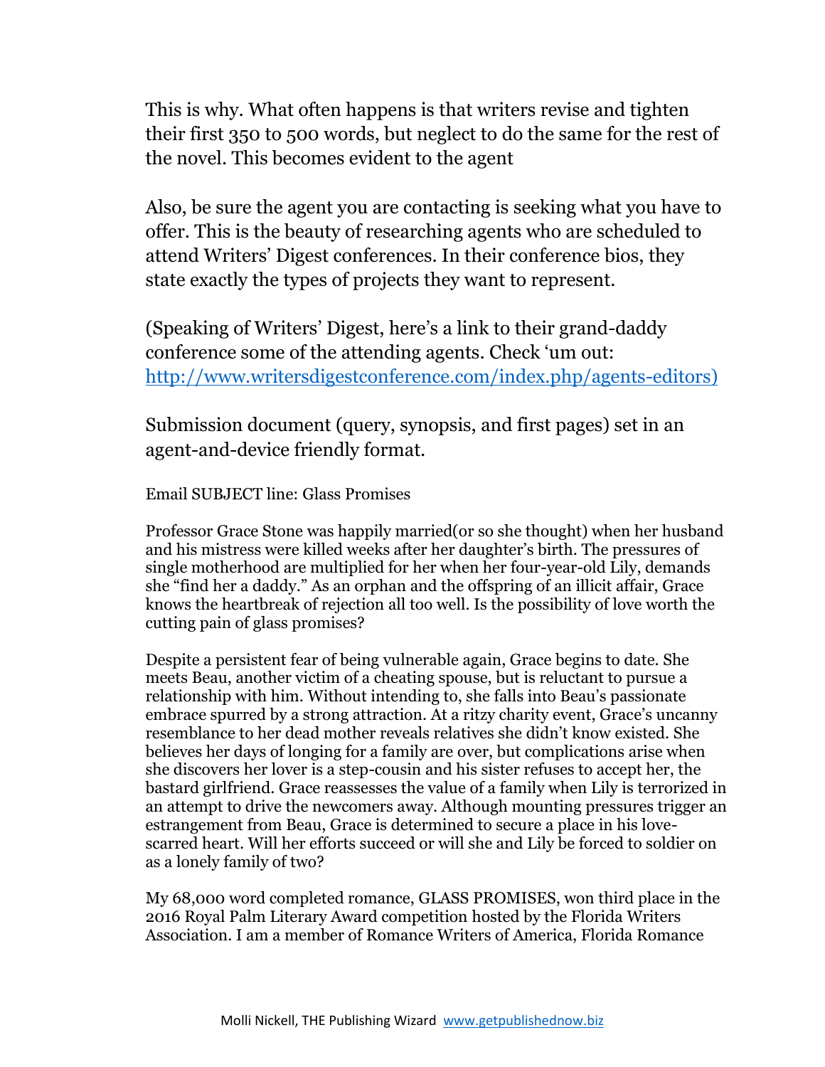This is why. What often happens is that writers revise and tighten their first 350 to 500 words, but neglect to do the same for the rest of the novel. This becomes evident to the agent

Also, be sure the agent you are contacting is seeking what you have to offer. This is the beauty of researching agents who are scheduled to attend Writers' Digest conferences. In their conference bios, they state exactly the types of projects they want to represent.

(Speaking of Writers' Digest, here's a link to their grand-daddy conference some of the attending agents. Check 'um out: http://www.writersdigestconference.com/index.php/agents-editors)

Submission document (query, synopsis, and first pages) set in an agent-and-device friendly format.

Email SUBJECT line: Glass Promises

Professor Grace Stone was happily married(or so she thought) when her husband and his mistress were killed weeks after her daughter's birth. The pressures of single motherhood are multiplied for her when her four-year-old Lily, demands she "find her a daddy." As an orphan and the offspring of an illicit affair, Grace knows the heartbreak of rejection all too well. Is the possibility of love worth the cutting pain of glass promises?

Despite a persistent fear of being vulnerable again, Grace begins to date. She meets Beau, another victim of a cheating spouse, but is reluctant to pursue a relationship with him. Without intending to, she falls into Beau's passionate embrace spurred by a strong attraction. At a ritzy charity event, Grace's uncanny resemblance to her dead mother reveals relatives she didn't know existed. She believes her days of longing for a family are over, but complications arise when she discovers her lover is a step-cousin and his sister refuses to accept her, the bastard girlfriend. Grace reassesses the value of a family when Lily is terrorized in an attempt to drive the newcomers away. Although mounting pressures trigger an estrangement from Beau, Grace is determined to secure a place in his love-scarred heart. Will her efforts succeed or will she and Lily be forced to soldier on as a lonely family of two?

My 68,000 word completed romance, GLASS PROMISES, won third place in the 2016 Royal Palm Literary Award competition hosted by the Florida Writers Association. I am a member of Romance Writers of America, Florida Romance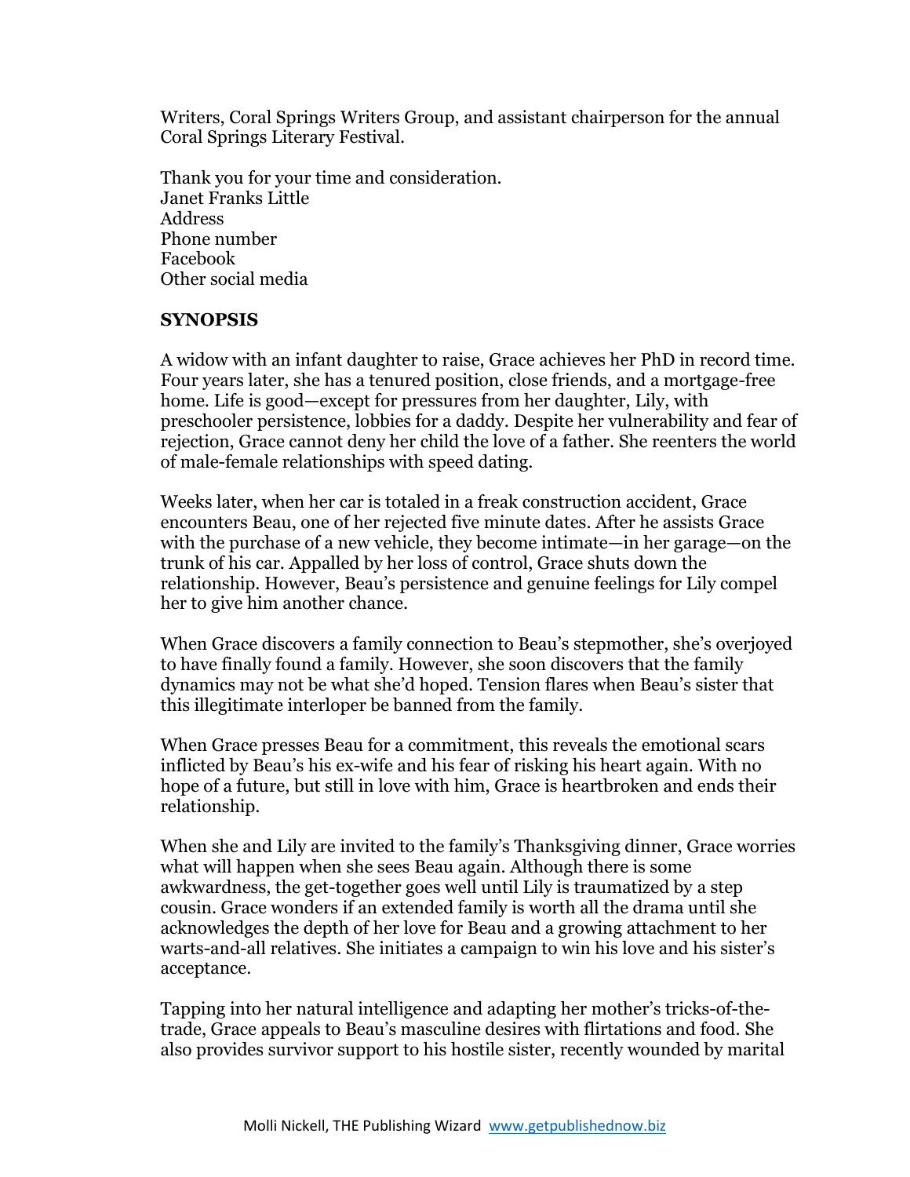Writers, Coral Springs Writers Group, and assistant chairperson for the annual Coral Springs Literary Festival.

Thank you for your time and consideration.
Janet Franks Little
Address
Phone number
Facebook
Other social media

**SYNOPSIS**

A widow with an infant daughter to raise, Grace achieves her PhD in record time. Four years later, she has a tenured position, close friends, and a mortgage-free home. Life is good—except for pressures from her daughter, Lily, with preschooler persistence, lobbies for a daddy. Despite her vulnerability and fear of rejection, Grace cannot deny her child the love of a father. She reenters the world of male-female relationships with speed dating.

Weeks later, when her car is totaled in a freak construction accident, Grace encounters Beau, one of her rejected five minute dates. After he assists Grace with the purchase of a new vehicle, they become intimate—in her garage—on the trunk of his car. Appalled by her loss of control, Grace shuts down the relationship. However, Beau's persistence and genuine feelings for Lily compel her to give him another chance.

When Grace discovers a family connection to Beau's stepmother, she's overjoyed to have finally found a family. However, she soon discovers that the family dynamics may not be what she'd hoped. Tension flares when Beau's sister that this illegitimate interloper be banned from the family.

When Grace presses Beau for a commitment, this reveals the emotional scars inflicted by Beau's his ex-wife and his fear of risking his heart again. With no hope of a future, but still in love with him, Grace is heartbroken and ends their relationship.

When she and Lily are invited to the family's Thanksgiving dinner, Grace worries what will happen when she sees Beau again. Although there is some awkwardness, the get-together goes well until Lily is traumatized by a step cousin. Grace wonders if an extended family is worth all the drama until she acknowledges the depth of her love for Beau and a growing attachment to her warts-and-all relatives. She initiates a campaign to win his love and his sister's acceptance.

Tapping into her natural intelligence and adapting her mother's tricks-of-the-trade, Grace appeals to Beau's masculine desires with flirtations and food. She also provides survivor support to his hostile sister, recently wounded by marital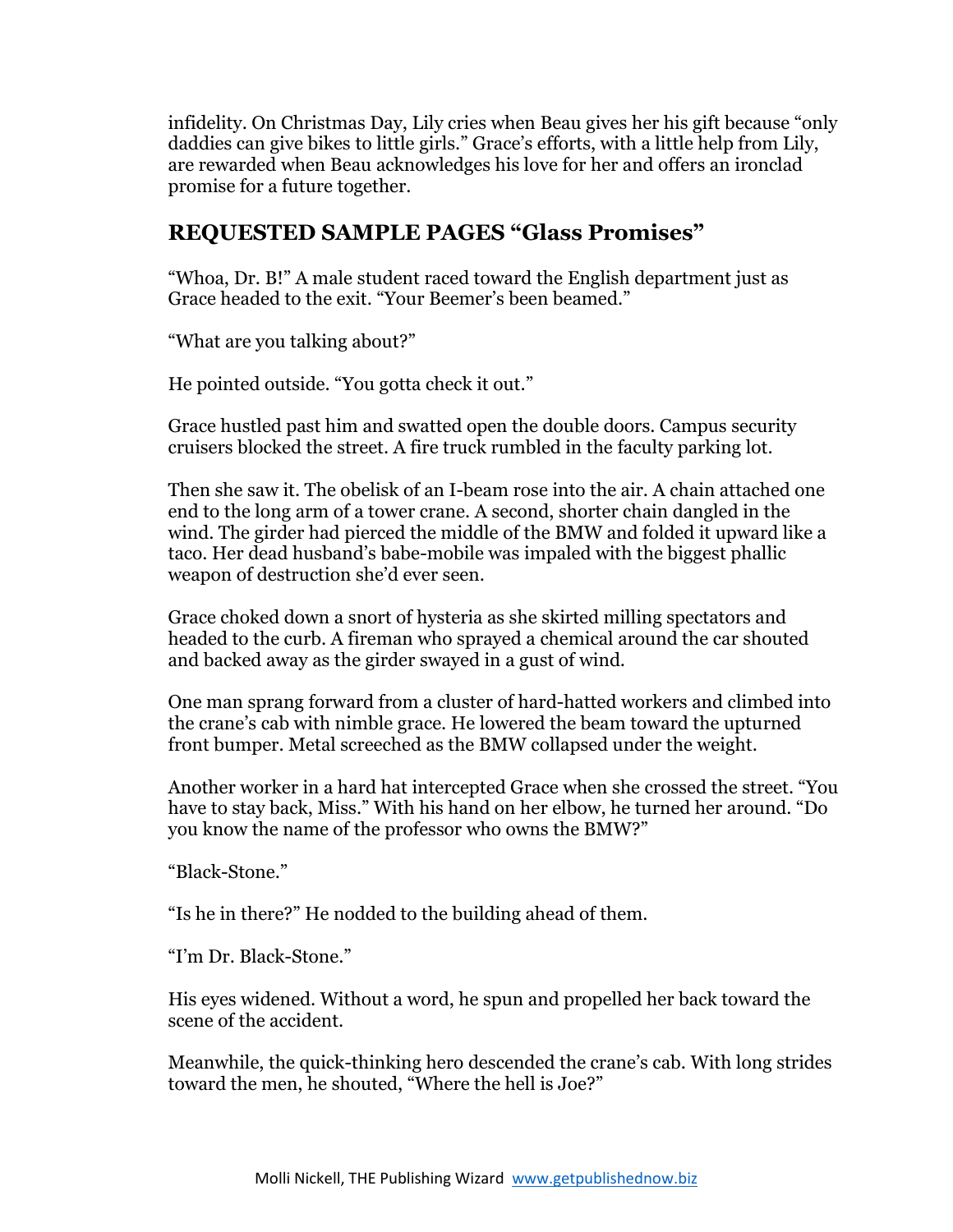infidelity. On Christmas Day, Lily cries when Beau gives her his gift because "only daddies can give bikes to little girls." Grace's efforts, with a little help from Lily, are rewarded when Beau acknowledges his love for her and offers an ironclad promise for a future together.

## REQUESTED SAMPLE PAGES "Glass Promises"

"Whoa, Dr. B!" A male student raced toward the English department just as Grace headed to the exit. "Your Beemer's been beamed."

"What are you talking about?"

He pointed outside. "You gotta check it out."

Grace hustled past him and swatted open the double doors. Campus security cruisers blocked the street. A fire truck rumbled in the faculty parking lot.

Then she saw it. The obelisk of an I-beam rose into the air. A chain attached one end to the long arm of a tower crane. A second, shorter chain dangled in the wind. The girder had pierced the middle of the BMW and folded it upward like a taco. Her dead husband's babe-mobile was impaled with the biggest phallic weapon of destruction she'd ever seen.

Grace choked down a snort of hysteria as she skirted milling spectators and headed to the curb. A fireman who sprayed a chemical around the car shouted and backed away as the girder swayed in a gust of wind.

One man sprang forward from a cluster of hard-hatted workers and climbed into the crane's cab with nimble grace. He lowered the beam toward the upturned front bumper. Metal screeched as the BMW collapsed under the weight.

Another worker in a hard hat intercepted Grace when she crossed the street. "You have to stay back, Miss." With his hand on her elbow, he turned her around. "Do you know the name of the professor who owns the BMW?"

"Black-Stone."

"Is he in there?" He nodded to the building ahead of them.

"I'm Dr. Black-Stone."

His eyes widened. Without a word, he spun and propelled her back toward the scene of the accident.

Meanwhile, the quick-thinking hero descended the crane's cab. With long strides toward the men, he shouted, "Where the hell is Joe?"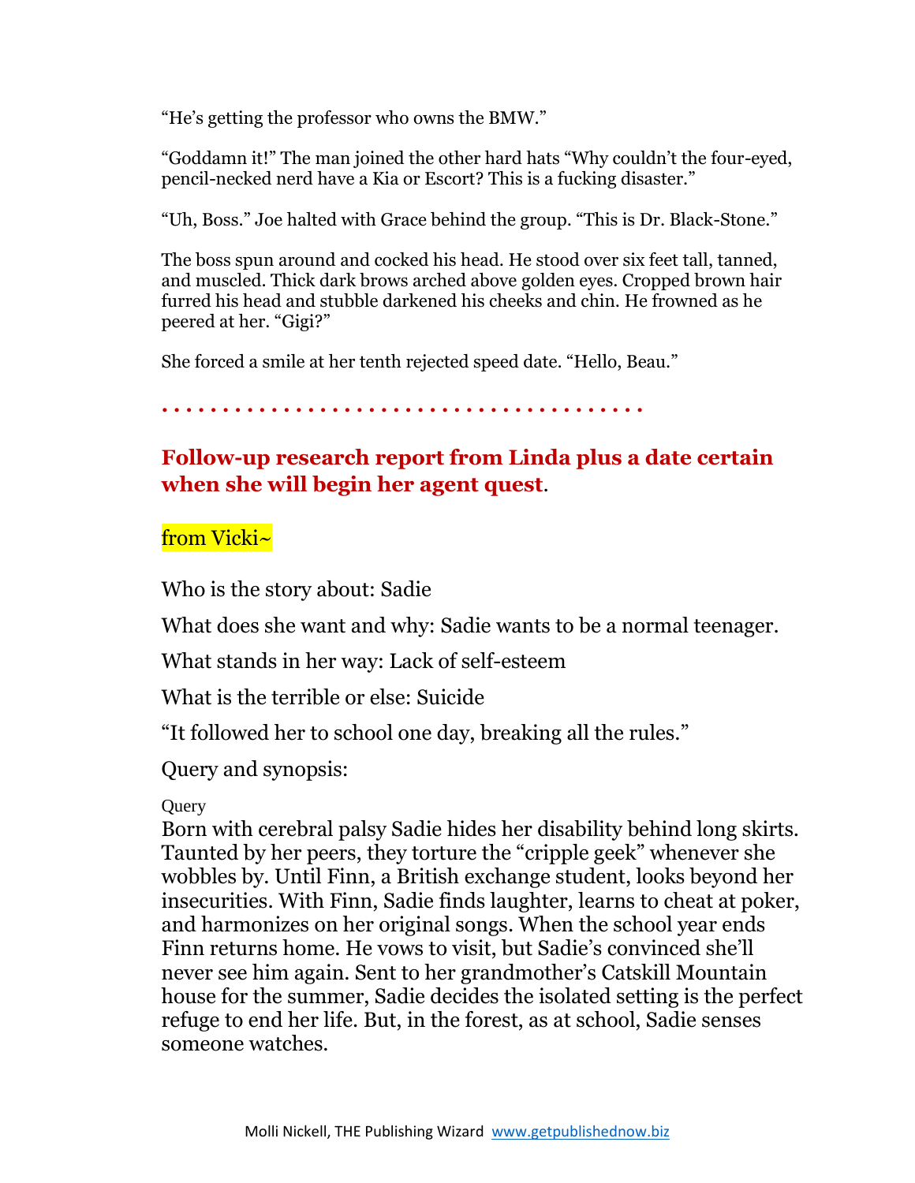"He's getting the professor who owns the BMW."

"Goddamn it!" The man joined the other hard hats "Why couldn't the four-eyed, pencil-necked nerd have a Kia or Escort? This is a fucking disaster."

"Uh, Boss." Joe halted with Grace behind the group. "This is Dr. Black-Stone."

The boss spun around and cocked his head. He stood over six feet tall, tanned, and muscled. Thick dark brows arched above golden eyes. Cropped brown hair furred his head and stubble darkened his cheeks and chin. He frowned as he peered at her. "Gigi?"

She forced a smile at her tenth rejected speed date. "Hello, Beau."

. . . . . . . . . . . . . . . . . . . . . . . . . . . . . . . . . . . . . . . .

## Follow-up research report from Linda plus a date certain when she will begin her agent quest.

from Vicki~

Who is the story about: Sadie

What does she want and why: Sadie wants to be a normal teenager.

What stands in her way: Lack of self-esteem

What is the terrible or else: Suicide

"It followed her to school one day, breaking all the rules."

Query and synopsis:

Query

Born with cerebral palsy Sadie hides her disability behind long skirts. Taunted by her peers, they torture the "cripple geek" whenever she wobbles by. Until Finn, a British exchange student, looks beyond her insecurities. With Finn, Sadie finds laughter, learns to cheat at poker, and harmonizes on her original songs. When the school year ends Finn returns home. He vows to visit, but Sadie's convinced she'll never see him again. Sent to her grandmother's Catskill Mountain house for the summer, Sadie decides the isolated setting is the perfect refuge to end her life. But, in the forest, as at school, Sadie senses someone watches.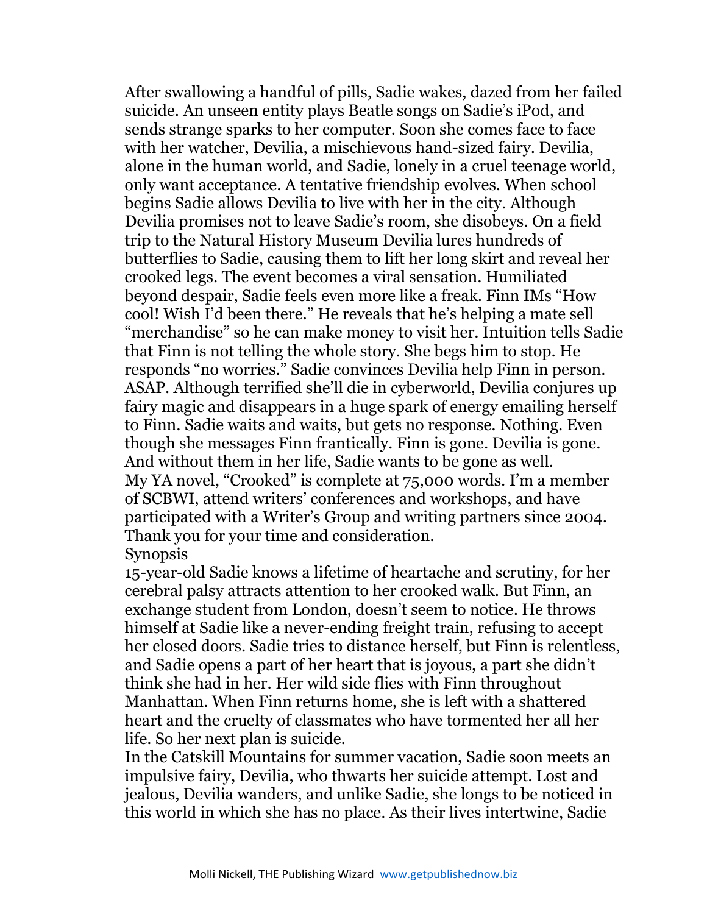After swallowing a handful of pills, Sadie wakes, dazed from her failed suicide. An unseen entity plays Beatle songs on Sadie's iPod, and sends strange sparks to her computer. Soon she comes face to face with her watcher, Devilia, a mischievous hand-sized fairy. Devilia, alone in the human world, and Sadie, lonely in a cruel teenage world, only want acceptance. A tentative friendship evolves. When school begins Sadie allows Devilia to live with her in the city. Although Devilia promises not to leave Sadie's room, she disobeys. On a field trip to the Natural History Museum Devilia lures hundreds of butterflies to Sadie, causing them to lift her long skirt and reveal her crooked legs. The event becomes a viral sensation. Humiliated beyond despair, Sadie feels even more like a freak. Finn IMs "How cool! Wish I'd been there." He reveals that he's helping a mate sell "merchandise" so he can make money to visit her. Intuition tells Sadie that Finn is not telling the whole story. She begs him to stop. He responds "no worries." Sadie convinces Devilia help Finn in person. ASAP. Although terrified she'll die in cyberworld, Devilia conjures up fairy magic and disappears in a huge spark of energy emailing herself to Finn. Sadie waits and waits, but gets no response. Nothing. Even though she messages Finn frantically. Finn is gone. Devilia is gone. And without them in her life, Sadie wants to be gone as well.

My YA novel, "Crooked" is complete at 75,000 words. I'm a member of SCBWI, attend writers' conferences and workshops, and have participated with a Writer's Group and writing partners since 2004. Thank you for your time and consideration.

Synopsis

15-year-old Sadie knows a lifetime of heartache and scrutiny, for her cerebral palsy attracts attention to her crooked walk. But Finn, an exchange student from London, doesn't seem to notice. He throws himself at Sadie like a never-ending freight train, refusing to accept her closed doors. Sadie tries to distance herself, but Finn is relentless, and Sadie opens a part of her heart that is joyous, a part she didn't think she had in her. Her wild side flies with Finn throughout Manhattan. When Finn returns home, she is left with a shattered heart and the cruelty of classmates who have tormented her all her life. So her next plan is suicide.

In the Catskill Mountains for summer vacation, Sadie soon meets an impulsive fairy, Devilia, who thwarts her suicide attempt. Lost and jealous, Devilia wanders, and unlike Sadie, she longs to be noticed in this world in which she has no place. As their lives intertwine, Sadie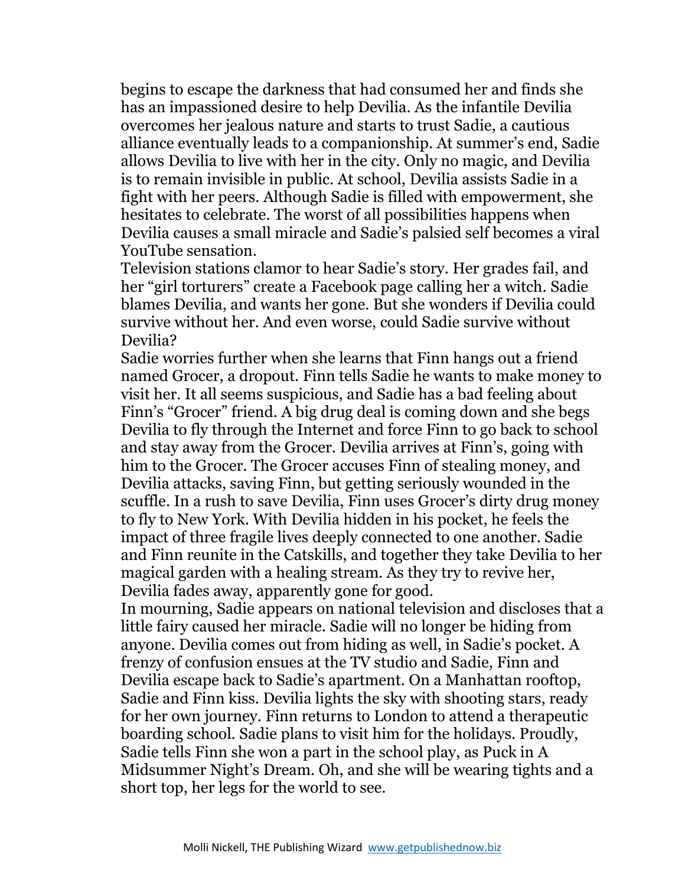begins to escape the darkness that had consumed her and finds she has an impassioned desire to help Devilia. As the infantile Devilia overcomes her jealous nature and starts to trust Sadie, a cautious alliance eventually leads to a companionship. At summer's end, Sadie allows Devilia to live with her in the city. Only no magic, and Devilia is to remain invisible in public. At school, Devilia assists Sadie in a fight with her peers. Although Sadie is filled with empowerment, she hesitates to celebrate. The worst of all possibilities happens when Devilia causes a small miracle and Sadie's palsied self becomes a viral YouTube sensation.

Television stations clamor to hear Sadie's story. Her grades fail, and her "girl torturers" create a Facebook page calling her a witch. Sadie blames Devilia, and wants her gone. But she wonders if Devilia could survive without her. And even worse, could Sadie survive without Devilia?

Sadie worries further when she learns that Finn hangs out a friend named Grocer, a dropout. Finn tells Sadie he wants to make money to visit her. It all seems suspicious, and Sadie has a bad feeling about Finn's "Grocer" friend. A big drug deal is coming down and she begs Devilia to fly through the Internet and force Finn to go back to school and stay away from the Grocer. Devilia arrives at Finn's, going with him to the Grocer. The Grocer accuses Finn of stealing money, and Devilia attacks, saving Finn, but getting seriously wounded in the scuffle. In a rush to save Devilia, Finn uses Grocer's dirty drug money to fly to New York. With Devilia hidden in his pocket, he feels the impact of three fragile lives deeply connected to one another. Sadie and Finn reunite in the Catskills, and together they take Devilia to her magical garden with a healing stream. As they try to revive her, Devilia fades away, apparently gone for good.

In mourning, Sadie appears on national television and discloses that a little fairy caused her miracle. Sadie will no longer be hiding from anyone. Devilia comes out from hiding as well, in Sadie's pocket. A frenzy of confusion ensues at the TV studio and Sadie, Finn and Devilia escape back to Sadie's apartment. On a Manhattan rooftop, Sadie and Finn kiss. Devilia lights the sky with shooting stars, ready for her own journey. Finn returns to London to attend a therapeutic boarding school. Sadie plans to visit him for the holidays. Proudly, Sadie tells Finn she won a part in the school play, as Puck in A Midsummer Night's Dream. Oh, and she will be wearing tights and a short top, her legs for the world to see.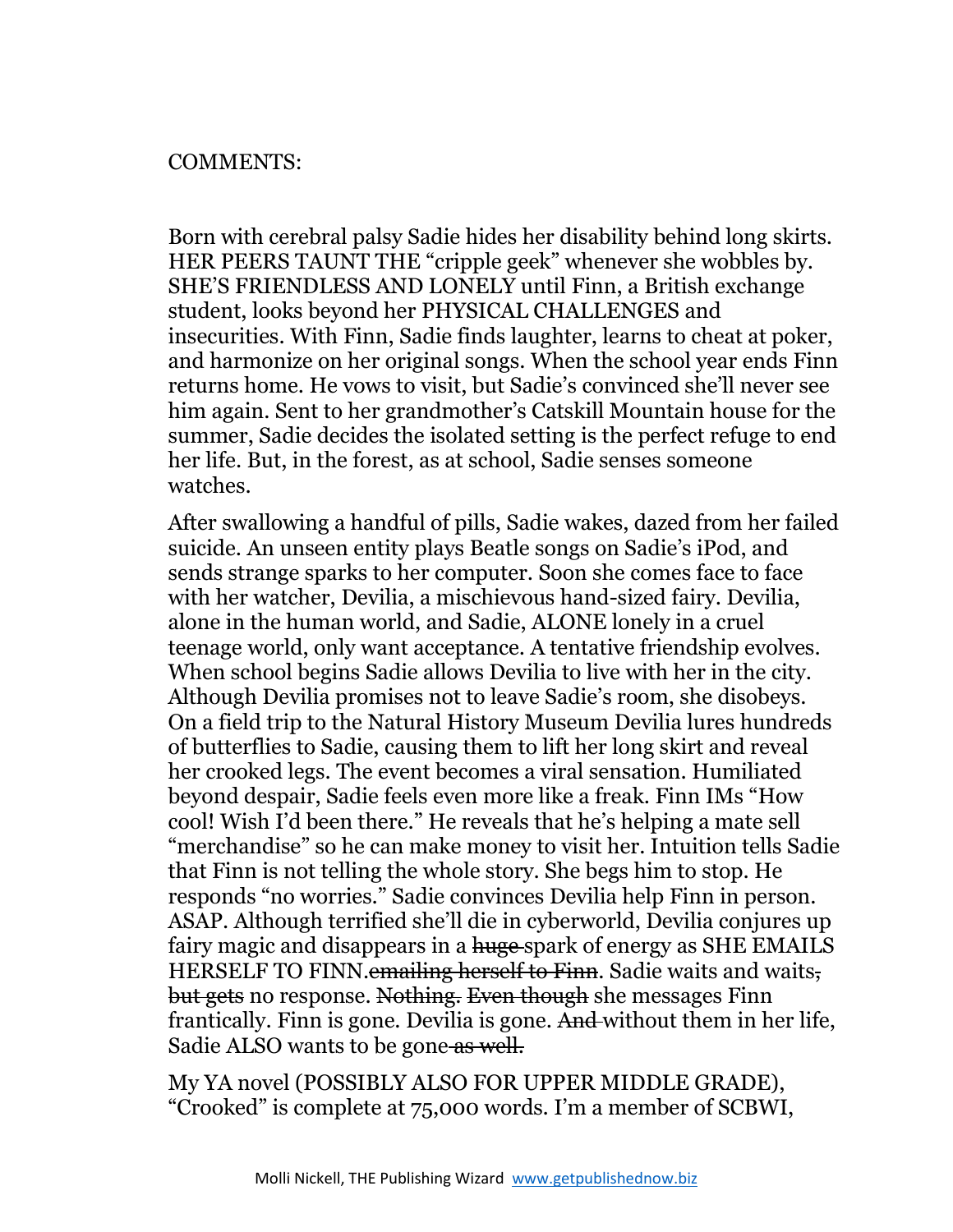COMMENTS:

Born with cerebral palsy Sadie hides her disability behind long skirts. HER PEERS TAUNT THE "cripple geek" whenever she wobbles by. SHE'S FRIENDLESS AND LONELY until Finn, a British exchange student, looks beyond her PHYSICAL CHALLENGES and insecurities. With Finn, Sadie finds laughter, learns to cheat at poker, and harmonize on her original songs. When the school year ends Finn returns home. He vows to visit, but Sadie's convinced she'll never see him again. Sent to her grandmother's Catskill Mountain house for the summer, Sadie decides the isolated setting is the perfect refuge to end her life. But, in the forest, as at school, Sadie senses someone watches.

After swallowing a handful of pills, Sadie wakes, dazed from her failed suicide. An unseen entity plays Beatle songs on Sadie's iPod, and sends strange sparks to her computer. Soon she comes face to face with her watcher, Devilia, a mischievous hand-sized fairy. Devilia, alone in the human world, and Sadie, ALONE ~~lonely~~ in a cruel teenage world, only want acceptance. A tentative friendship evolves. When school begins Sadie allows Devilia to live with her in the city. Although Devilia promises not to leave Sadie's room, she disobeys. On a field trip to the Natural History Museum Devilia lures hundreds of butterflies to Sadie, causing them to lift her long skirt and reveal her crooked legs. The event becomes a viral sensation. Humiliated beyond despair, Sadie feels even more like a freak. Finn IMs "How cool! Wish I'd been there." He reveals that he's helping a mate sell "merchandise" so he can make money to visit her. Intuition tells Sadie that Finn is not telling the whole story. She begs him to stop. He responds "no worries." Sadie convinces Devilia help Finn in person. ASAP. Although terrified she'll die in cyberworld, Devilia conjures up fairy magic and disappears in a ~~huge~~ spark of energy as SHE EMAILS HERSELF TO FINN.~~emailing herself to Finn~~. Sadie waits and waits~~,~~ ~~but gets~~ no response. ~~Nothing.~~ ~~Even though~~ she messages Finn frantically. Finn is gone. Devilia is gone. ~~And~~ without them in her life, Sadie ALSO wants to be gone ~~as well.~~

My YA novel (POSSIBLY ALSO FOR UPPER MIDDLE GRADE), "Crooked" is complete at 75,000 words. I'm a member of SCBWI,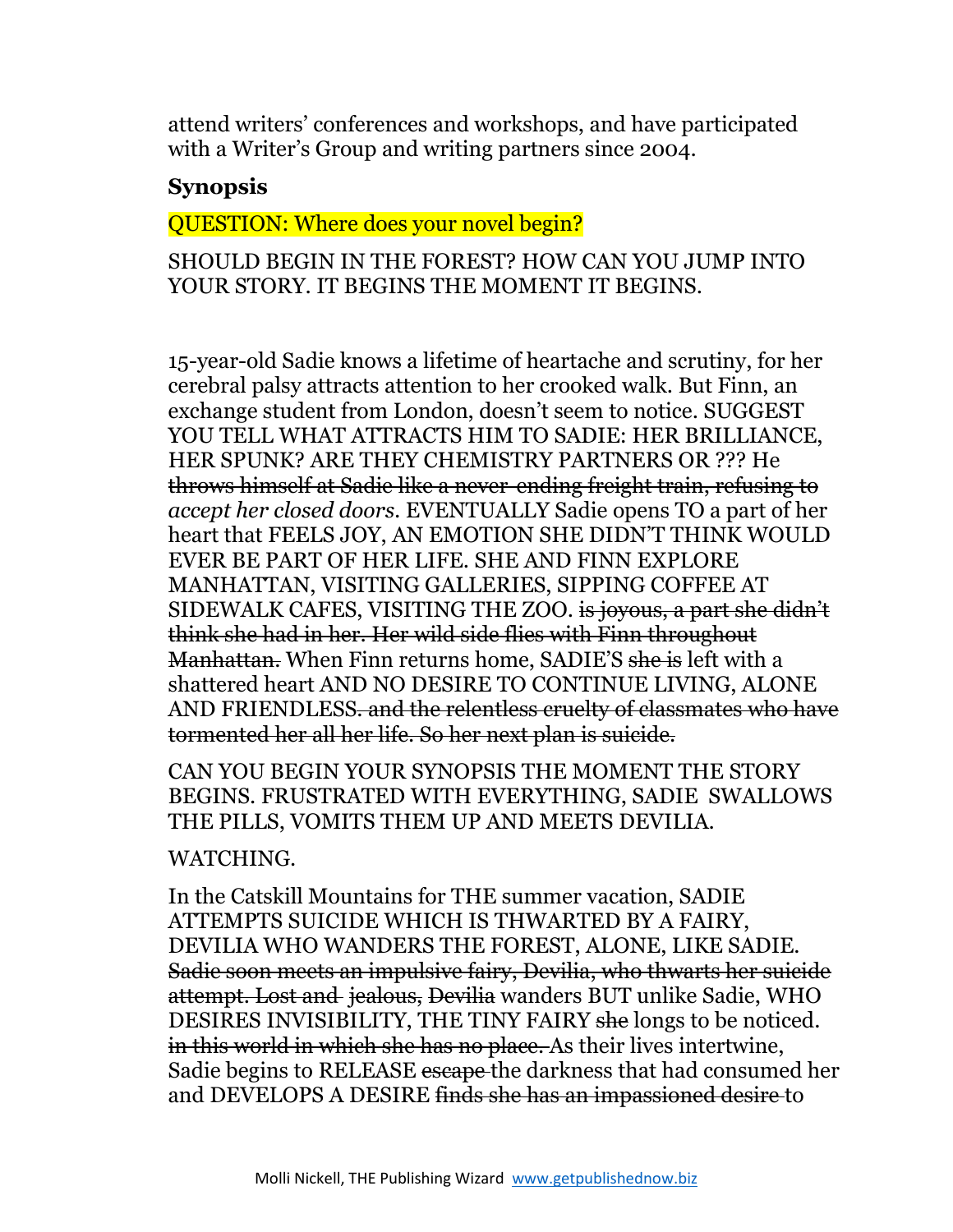attend writers' conferences and workshops, and have participated with a Writer's Group and writing partners since 2004.

**Synopsis**

QUESTION: Where does your novel begin?

SHOULD BEGIN IN THE FOREST? HOW CAN YOU JUMP INTO YOUR STORY. IT BEGINS THE MOMENT IT BEGINS.

15-year-old Sadie knows a lifetime of heartache and scrutiny, for her cerebral palsy attracts attention to her crooked walk. But Finn, an exchange student from London, doesn't seem to notice. SUGGEST YOU TELL WHAT ATTRACTS HIM TO SADIE: HER BRILLIANCE, HER SPUNK? ARE THEY CHEMISTRY PARTNERS OR ??? He ~~throws himself at Sadie like a never-ending freight train, refusing to~~ *accept her closed doors*. EVENTUALLY Sadie opens TO a part of her heart that FEELS JOY, AN EMOTION SHE DIDN'T THINK WOULD EVER BE PART OF HER LIFE. SHE AND FINN EXPLORE MANHATTAN, VISITING GALLERIES, SIPPING COFFEE AT SIDEWALK CAFES, VISITING THE ZOO. ~~is joyous, a part she didn't think she had in her. Her wild side flies with Finn throughout Manhattan.~~ When Finn returns home, SADIE'S ~~she is~~ left with a shattered heart AND NO DESIRE TO CONTINUE LIVING, ALONE AND FRIENDLESS. ~~and the relentless cruelty of classmates who have tormented her all her life. So her next plan is suicide.~~

CAN YOU BEGIN YOUR SYNOPSIS THE MOMENT THE STORY BEGINS. FRUSTRATED WITH EVERYTHING, SADIE SWALLOWS THE PILLS, VOMITS THEM UP AND MEETS DEVILIA.

WATCHING.

In the Catskill Mountains for THE summer vacation, SADIE ATTEMPTS SUICIDE WHICH IS THWARTED BY A FAIRY, DEVILIA WHO WANDERS THE FOREST, ALONE, LIKE SADIE. ~~Sadie soon meets an impulsive fairy, Devilia, who thwarts her suicide attempt. Lost and jealous, Devilia~~ wanders BUT unlike Sadie, WHO DESIRES INVISIBILITY, THE TINY FAIRY ~~she~~ longs to be noticed. ~~in this world in which she has no place.~~ As their lives intertwine, Sadie begins to RELEASE ~~escape~~ the darkness that had consumed her and DEVELOPS A DESIRE ~~finds she has an impassioned desire~~ to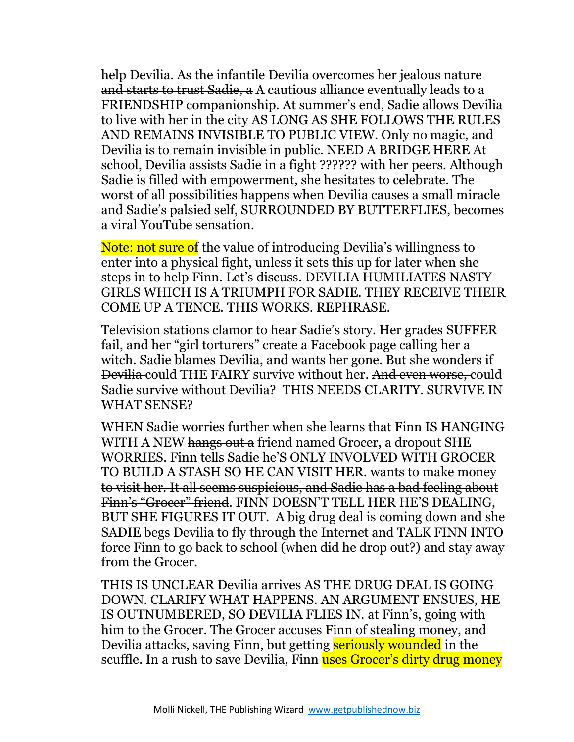help Devilia. ~~As the infantile Devilia overcomes her jealous nature and starts to trust Sadie, a~~ A cautious alliance eventually leads to a FRIENDSHIP ~~companionship.~~ At summer's end, Sadie allows Devilia to live with her in the city AS LONG AS SHE FOLLOWS THE RULES AND REMAINS INVISIBLE TO PUBLIC VIEW~~. Only~~ no magic, and ~~Devilia is to remain invisible in public.~~ NEED A BRIDGE HERE At school, Devilia assists Sadie in a fight ?????? with her peers. Although Sadie is filled with empowerment, she hesitates to celebrate. The worst of all possibilities happens when Devilia causes a small miracle and Sadie's palsied self, SURROUNDED BY BUTTERFLIES, becomes a viral YouTube sensation.

==Note: not sure of== the value of introducing Devilia's willingness to enter into a physical fight, unless it sets this up for later when she steps in to help Finn. Let's discuss. DEVILIA HUMILIATES NASTY GIRLS WHICH IS A TRIUMPH FOR SADIE. THEY RECEIVE THEIR COME UP A TENCE. THIS WORKS. REPHRASE.

Television stations clamor to hear Sadie's story. Her grades SUFFER ~~fail,~~ and her "girl torturers" create a Facebook page calling her a witch. Sadie blames Devilia, and wants her gone. But ~~she wonders if Devilia~~ could THE FAIRY survive without her. ~~And even worse,~~ could Sadie survive without Devilia? THIS NEEDS CLARITY. SURVIVE IN WHAT SENSE?

WHEN Sadie ~~worries further when she~~ learns that Finn IS HANGING WITH A NEW ~~hangs out a~~ friend named Grocer, a dropout SHE WORRIES. Finn tells Sadie he'S ONLY INVOLVED WITH GROCER TO BUILD A STASH SO HE CAN VISIT HER. ~~wants to make money to visit her. It all seems suspicious, and Sadie has a bad feeling about Finn's "Grocer" friend~~. FINN DOESN'T TELL HER HE'S DEALING, BUT SHE FIGURES IT OUT. ~~A big drug deal is coming down and she~~ SADIE begs Devilia to fly through the Internet and TALK FINN INTO force Finn to go back to school (when did he drop out?) and stay away from the Grocer.

THIS IS UNCLEAR Devilia arrives AS THE DRUG DEAL IS GOING DOWN. CLARIFY WHAT HAPPENS. AN ARGUMENT ENSUES, HE IS OUTNUMBERED, SO DEVILIA FLIES IN. at Finn's, going with him to the Grocer. The Grocer accuses Finn of stealing money, and Devilia attacks, saving Finn, but getting ==seriously wounded== in the scuffle. In a rush to save Devilia, Finn ==uses Grocer's dirty drug money==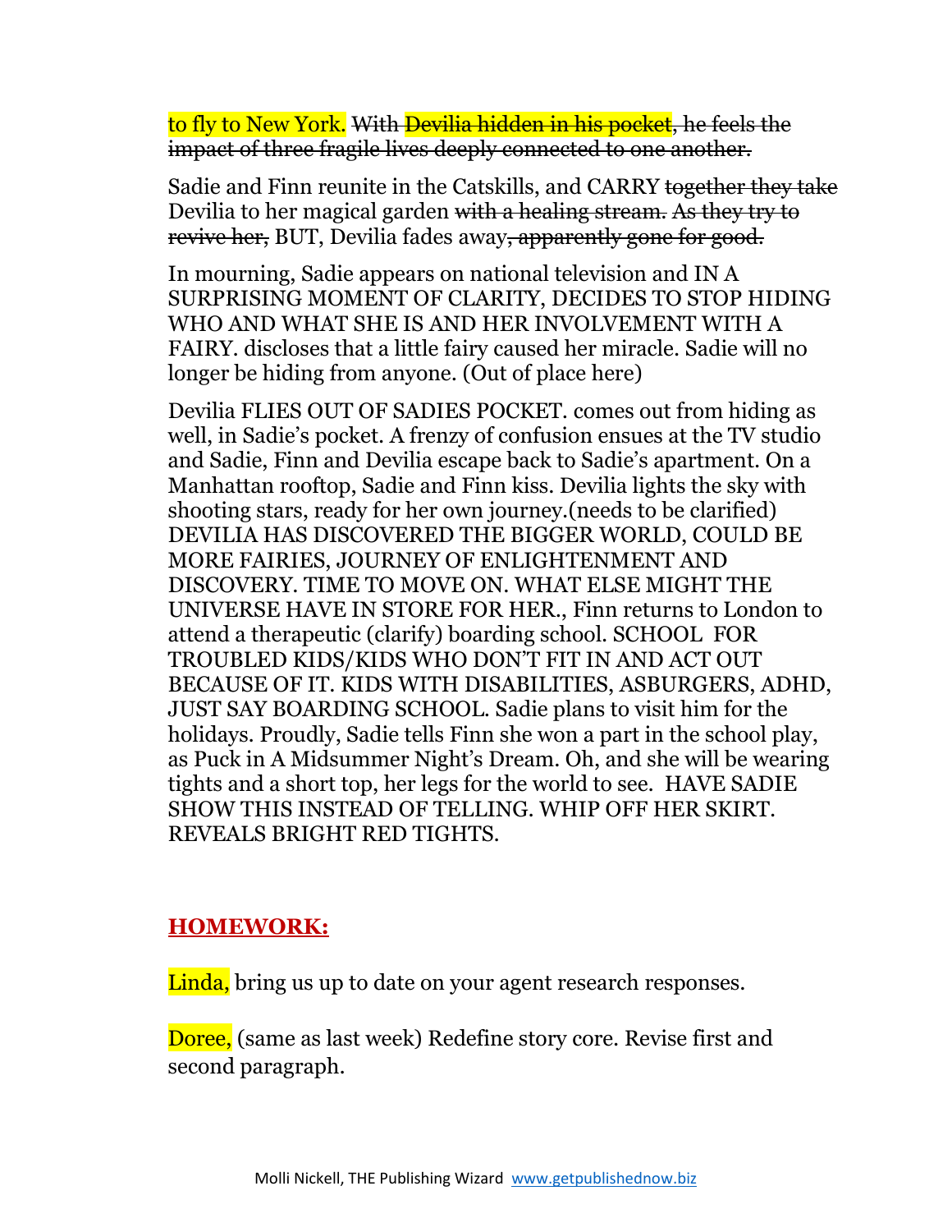to fly to New York. ~~With Devilia hidden in his pocket, he feels the impact of three fragile lives deeply connected to one another.~~

Sadie and Finn reunite in the Catskills, and CARRY ~~together they take~~ Devilia to her magical garden ~~with a healing stream. As they try to revive her,~~ BUT, Devilia fades away~~, apparently gone for good.~~

In mourning, Sadie appears on national television and IN A SURPRISING MOMENT OF CLARITY, DECIDES TO STOP HIDING WHO AND WHAT SHE IS AND HER INVOLVEMENT WITH A FAIRY. discloses that a little fairy caused her miracle. Sadie will no longer be hiding from anyone. (Out of place here)

Devilia FLIES OUT OF SADIES POCKET. comes out from hiding as well, in Sadie's pocket. A frenzy of confusion ensues at the TV studio and Sadie, Finn and Devilia escape back to Sadie's apartment. On a Manhattan rooftop, Sadie and Finn kiss. Devilia lights the sky with shooting stars, ready for her own journey.(needs to be clarified) DEVILIA HAS DISCOVERED THE BIGGER WORLD, COULD BE MORE FAIRIES, JOURNEY OF ENLIGHTENMENT AND DISCOVERY. TIME TO MOVE ON. WHAT ELSE MIGHT THE UNIVERSE HAVE IN STORE FOR HER., Finn returns to London to attend a therapeutic (clarify) boarding school. SCHOOL FOR TROUBLED KIDS/KIDS WHO DON'T FIT IN AND ACT OUT BECAUSE OF IT. KIDS WITH DISABILITIES, ASBURGERS, ADHD, JUST SAY BOARDING SCHOOL. Sadie plans to visit him for the holidays. Proudly, Sadie tells Finn she won a part in the school play, as Puck in A Midsummer Night's Dream. Oh, and she will be wearing tights and a short top, her legs for the world to see. HAVE SADIE SHOW THIS INSTEAD OF TELLING. WHIP OFF HER SKIRT. REVEALS BRIGHT RED TIGHTS.

## HOMEWORK:

Linda, bring us up to date on your agent research responses.

Doree, (same as last week) Redefine story core. Revise first and second paragraph.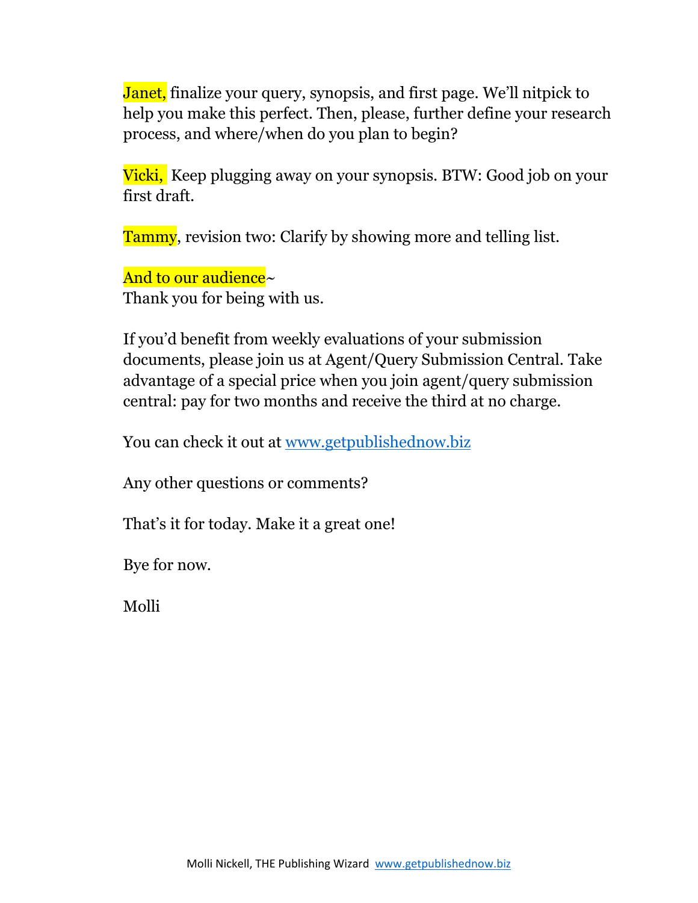Janet, finalize your query, synopsis, and first page. We'll nitpick to help you make this perfect. Then, please, further define your research process, and where/when do you plan to begin?

Vicki, Keep plugging away on your synopsis. BTW: Good job on your first draft.

Tammy, revision two: Clarify by showing more and telling list.

And to our audience~
Thank you for being with us.

If you'd benefit from weekly evaluations of your submission documents, please join us at Agent/Query Submission Central. Take advantage of a special price when you join agent/query submission central: pay for two months and receive the third at no charge.

You can check it out at [www.getpublishednow.biz](http://www.getpublishednow.biz)

Any other questions or comments?

That's it for today. Make it a great one!

Bye for now.

Molli